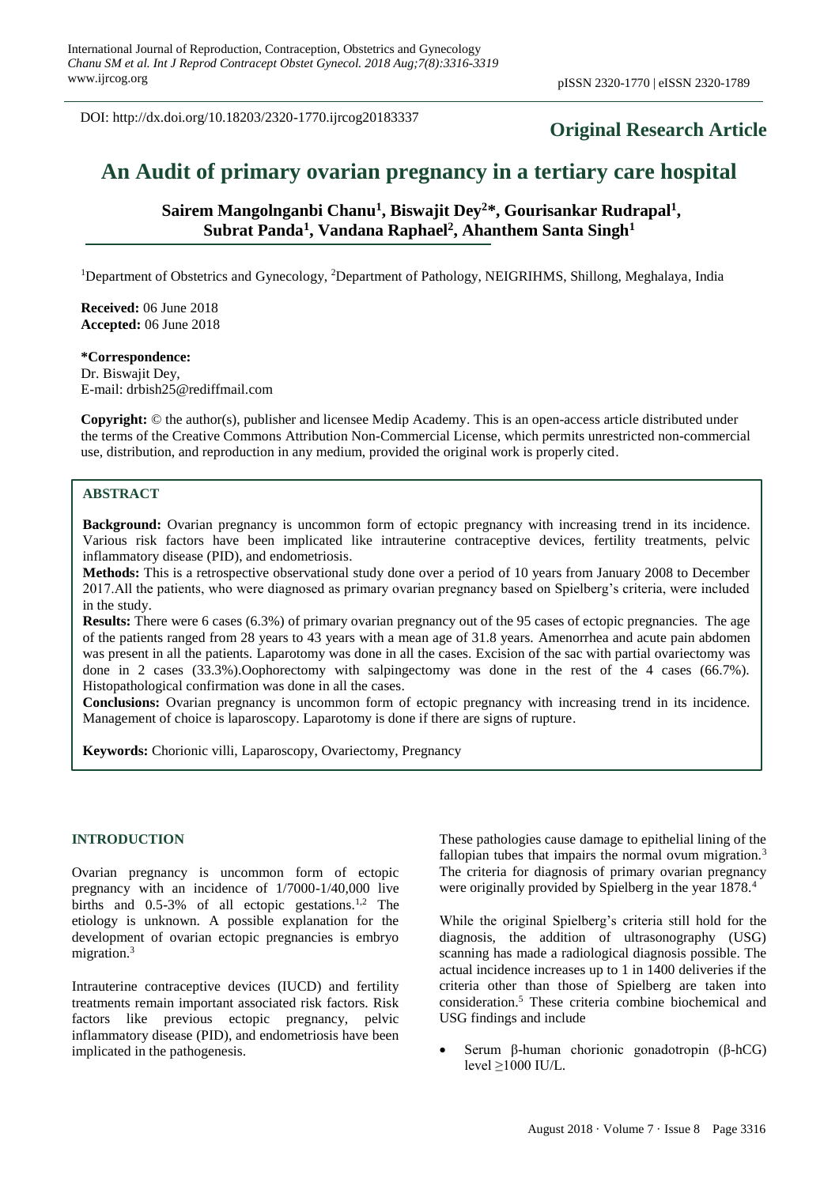DOI: http://dx.doi.org/10.18203/2320-1770.ijrcog20183337

**Original Research Article**

# An Audit of primary ovarian pregnancy in a tertiary care hospital

**Sairem Mangolnganbi Chanu[1], Biswajit Dey[2]*, Gourisankar Rudrapal[1], Subrat Panda[1], Vandana Raphael[2], Ahanthem Santa Singh[1]**

[1]Department of Obstetrics and Gynecology, [2]Department of Pathology, NEIGRIHMS, Shillong, Meghalaya, India

**Received:** 06 June 2018
**Accepted:** 06 June 2018

**\*Correspondence:**
Dr. Biswajit Dey,
E-mail: drbish25@rediffmail.com

**Copyright:** © the author(s), publisher and licensee Medip Academy. This is an open-access article distributed under the terms of the Creative Commons Attribution Non-Commercial License, which permits unrestricted non-commercial use, distribution, and reproduction in any medium, provided the original work is properly cited.

## ABSTRACT

**Background:** Ovarian pregnancy is uncommon form of ectopic pregnancy with increasing trend in its incidence. Various risk factors have been implicated like intrauterine contraceptive devices, fertility treatments, pelvic inflammatory disease (PID), and endometriosis.

**Methods:** This is a retrospective observational study done over a period of 10 years from January 2008 to December 2017.All the patients, who were diagnosed as primary ovarian pregnancy based on Spielberg's criteria, were included in the study.

**Results:** There were 6 cases (6.3%) of primary ovarian pregnancy out of the 95 cases of ectopic pregnancies. The age of the patients ranged from 28 years to 43 years with a mean age of 31.8 years. Amenorrhea and acute pain abdomen was present in all the patients. Laparotomy was done in all the cases. Excision of the sac with partial ovariectomy was done in 2 cases (33.3%).Oophorectomy with salpingectomy was done in the rest of the 4 cases (66.7%). Histopathological confirmation was done in all the cases.

**Conclusions:** Ovarian pregnancy is uncommon form of ectopic pregnancy with increasing trend in its incidence. Management of choice is laparoscopy. Laparotomy is done if there are signs of rupture.

**Keywords:** Chorionic villi, Laparoscopy, Ovariectomy, Pregnancy

## INTRODUCTION

Ovarian pregnancy is uncommon form of ectopic pregnancy with an incidence of 1/7000-1/40,000 live births and 0.5-3% of all ectopic gestations.[1,2] The etiology is unknown. A possible explanation for the development of ovarian ectopic pregnancies is embryo migration.[3]

Intrauterine contraceptive devices (IUCD) and fertility treatments remain important associated risk factors. Risk factors like previous ectopic pregnancy, pelvic inflammatory disease (PID), and endometriosis have been implicated in the pathogenesis.

These pathologies cause damage to epithelial lining of the fallopian tubes that impairs the normal ovum migration.[3] The criteria for diagnosis of primary ovarian pregnancy were originally provided by Spielberg in the year 1878.[4]

While the original Spielberg's criteria still hold for the diagnosis, the addition of ultrasonography (USG) scanning has made a radiological diagnosis possible. The actual incidence increases up to 1 in 1400 deliveries if the criteria other than those of Spielberg are taken into consideration.[5] These criteria combine biochemical and USG findings and include

- Serum β-human chorionic gonadotropin (β-hCG) level ≥1000 IU/L.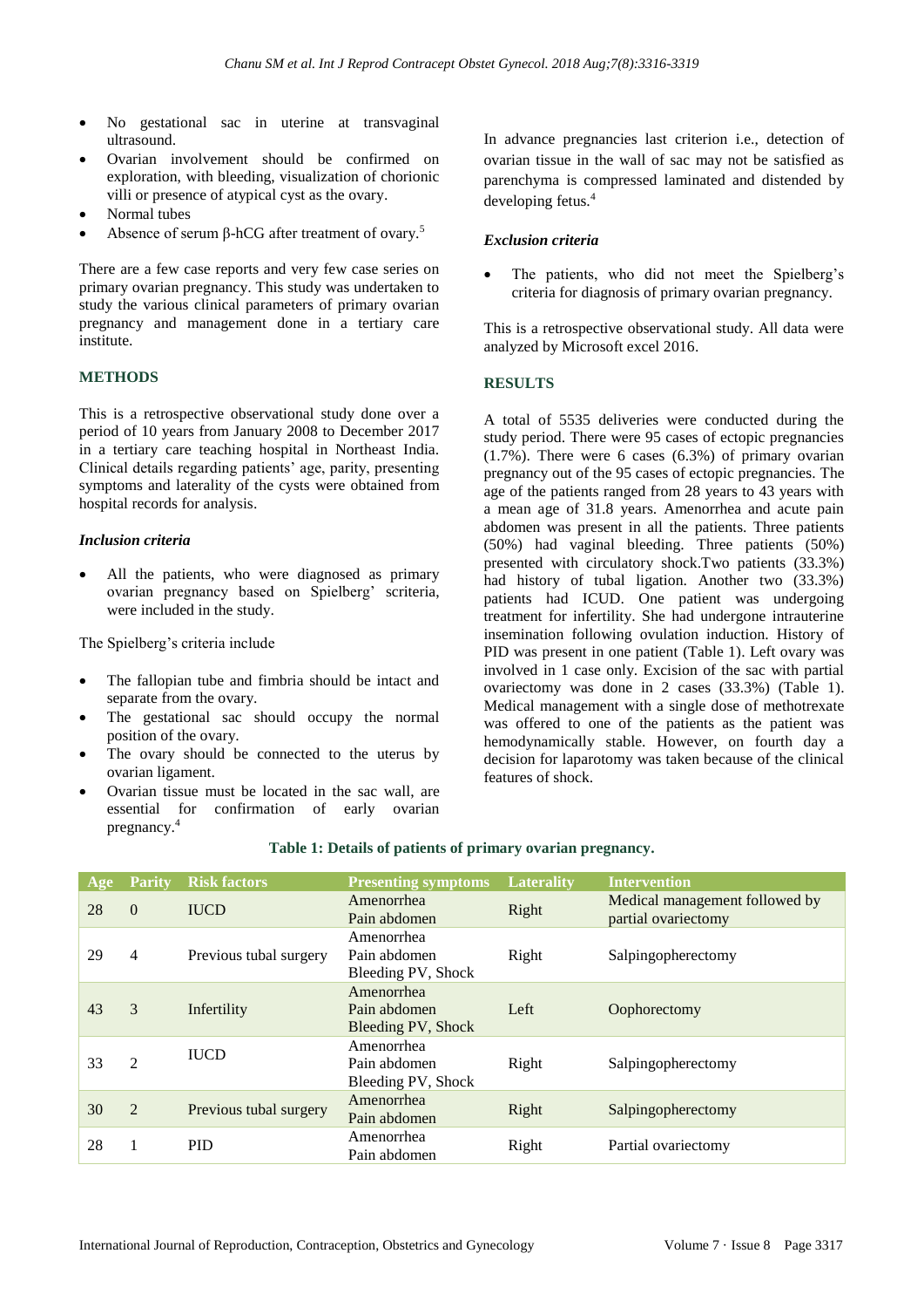- No gestational sac in uterine at transvaginal ultrasound.
- Ovarian involvement should be confirmed on exploration, with bleeding, visualization of chorionic villi or presence of atypical cyst as the ovary.
- Normal tubes
- Absence of serum β-hCG after treatment of ovary.[5]

There are a few case reports and very few case series on primary ovarian pregnancy. This study was undertaken to study the various clinical parameters of primary ovarian pregnancy and management done in a tertiary care institute.

## METHODS

This is a retrospective observational study done over a period of 10 years from January 2008 to December 2017 in a tertiary care teaching hospital in Northeast India. Clinical details regarding patients' age, parity, presenting symptoms and laterality of the cysts were obtained from hospital records for analysis.

### *Inclusion criteria*

- All the patients, who were diagnosed as primary ovarian pregnancy based on Spielberg' scriteria, were included in the study.

The Spielberg's criteria include

- The fallopian tube and fimbria should be intact and separate from the ovary.
- The gestational sac should occupy the normal position of the ovary.
- The ovary should be connected to the uterus by ovarian ligament.
- Ovarian tissue must be located in the sac wall, are essential for confirmation of early ovarian pregnancy.[4]

In advance pregnancies last criterion i.e., detection of ovarian tissue in the wall of sac may not be satisfied as parenchyma is compressed laminated and distended by developing fetus.[4]

### *Exclusion criteria*

- The patients, who did not meet the Spielberg's criteria for diagnosis of primary ovarian pregnancy.

This is a retrospective observational study. All data were analyzed by Microsoft excel 2016.

## RESULTS

A total of 5535 deliveries were conducted during the study period. There were 95 cases of ectopic pregnancies (1.7%). There were 6 cases (6.3%) of primary ovarian pregnancy out of the 95 cases of ectopic pregnancies. The age of the patients ranged from 28 years to 43 years with a mean age of 31.8 years. Amenorrhea and acute pain abdomen was present in all the patients. Three patients (50%) had vaginal bleeding. Three patients (50%) presented with circulatory shock.Two patients (33.3%) had history of tubal ligation. Another two (33.3%) patients had ICUD. One patient was undergoing treatment for infertility. She had undergone intrauterine insemination following ovulation induction. History of PID was present in one patient (Table 1). Left ovary was involved in 1 case only. Excision of the sac with partial ovariectomy was done in 2 cases (33.3%) (Table 1). Medical management with a single dose of methotrexate was offered to one of the patients as the patient was hemodynamically stable. However, on fourth day a decision for laparotomy was taken because of the clinical features of shock.

**Table 1: Details of patients of primary ovarian pregnancy.**

| Age | Parity | Risk factors | Presenting symptoms | Laterality | Intervention |
|---|---|---|---|---|---|
| 28 | 0 | IUCD | Amenorrhea<br>Pain abdomen | Right | Medical management followed by partial ovariectomy |
| 29 | 4 | Previous tubal surgery | Amenorrhea<br>Pain abdomen<br>Bleeding PV, Shock | Right | Salpingopherectomy |
| 43 | 3 | Infertility | Amenorrhea<br>Pain abdomen<br>Bleeding PV, Shock | Left | Oophorectomy |
| 33 | 2 | IUCD | Amenorrhea<br>Pain abdomen<br>Bleeding PV, Shock | Right | Salpingopherectomy |
| 30 | 2 | Previous tubal surgery | Amenorrhea<br>Pain abdomen | Right | Salpingopherectomy |
| 28 | 1 | PID | Amenorrhea<br>Pain abdomen | Right | Partial ovariectomy |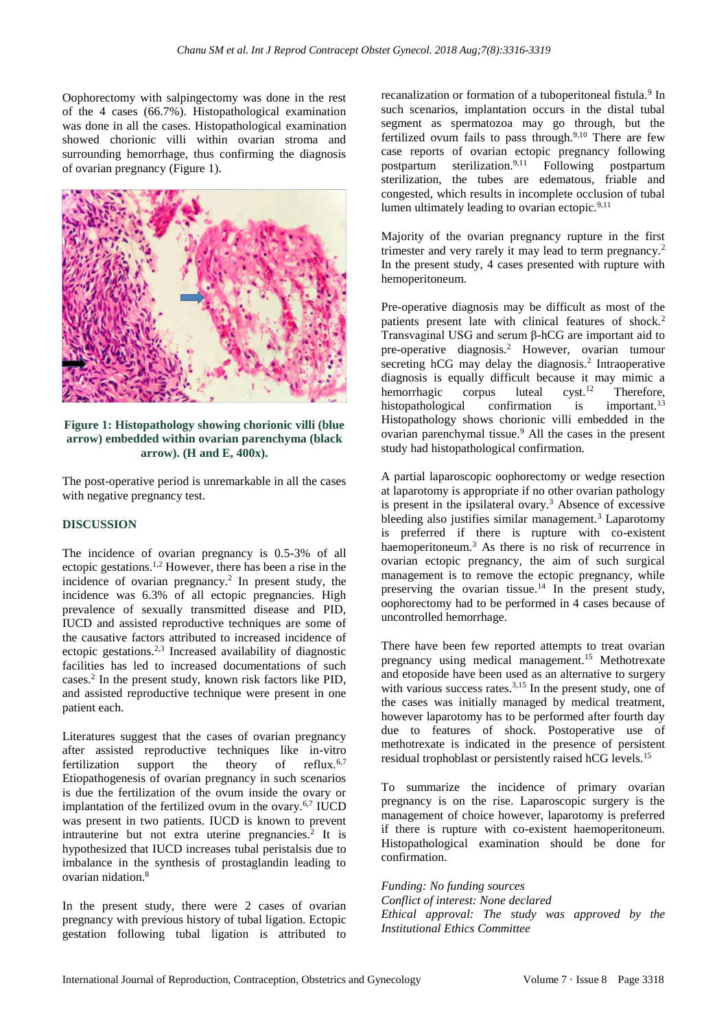Oophorectomy with salpingectomy was done in the rest of the 4 cases (66.7%). Histopathological examination was done in all the cases. Histopathological examination showed chorionic villi within ovarian stroma and surrounding hemorrhage, thus confirming the diagnosis of ovarian pregnancy (Figure 1).

**Figure 1: Histopathology showing chorionic villi (blue arrow) embedded within ovarian parenchyma (black arrow). (H and E, 400x).**

The post-operative period is unremarkable in all the cases with negative pregnancy test.

## DISCUSSION

The incidence of ovarian pregnancy is 0.5-3% of all ectopic gestations.[1,2] However, there has been a rise in the incidence of ovarian pregnancy.[2] In present study, the incidence was 6.3% of all ectopic pregnancies. High prevalence of sexually transmitted disease and PID, IUCD and assisted reproductive techniques are some of the causative factors attributed to increased incidence of ectopic gestations.[2,3] Increased availability of diagnostic facilities has led to increased documentations of such cases.[2] In the present study, known risk factors like PID, and assisted reproductive technique were present in one patient each.

Literatures suggest that the cases of ovarian pregnancy after assisted reproductive techniques like in-vitro fertilization support the theory of reflux.[6,7] Etiopathogenesis of ovarian pregnancy in such scenarios is due the fertilization of the ovum inside the ovary or implantation of the fertilized ovum in the ovary.[6,7] IUCD was present in two patients. IUCD is known to prevent intrauterine but not extra uterine pregnancies.[2] It is hypothesized that IUCD increases tubal peristalsis due to imbalance in the synthesis of prostaglandin leading to ovarian nidation.[8]

In the present study, there were 2 cases of ovarian pregnancy with previous history of tubal ligation. Ectopic gestation following tubal ligation is attributed to recanalization or formation of a tuboperitoneal fistula.[9] In such scenarios, implantation occurs in the distal tubal segment as spermatozoa may go through, but the fertilized ovum fails to pass through.[9,10] There are few case reports of ovarian ectopic pregnancy following postpartum sterilization.[9,11] Following postpartum sterilization, the tubes are edematous, friable and congested, which results in incomplete occlusion of tubal lumen ultimately leading to ovarian ectopic.[9,11]

Majority of the ovarian pregnancy rupture in the first trimester and very rarely it may lead to term pregnancy.[2] In the present study, 4 cases presented with rupture with hemoperitoneum.

Pre-operative diagnosis may be difficult as most of the patients present late with clinical features of shock.[2] Transvaginal USG and serum β-hCG are important aid to pre-operative diagnosis.[2] However, ovarian tumour secreting hCG may delay the diagnosis.[2] Intraoperative diagnosis is equally difficult because it may mimic a hemorrhagic corpus luteal cyst.[12] Therefore, histopathological confirmation is important.[13] Histopathology shows chorionic villi embedded in the ovarian parenchymal tissue.[9] All the cases in the present study had histopathological confirmation.

A partial laparoscopic oophorectomy or wedge resection at laparotomy is appropriate if no other ovarian pathology is present in the ipsilateral ovary.[3] Absence of excessive bleeding also justifies similar management.[3] Laparotomy is preferred if there is rupture with co-existent haemoperitoneum.[3] As there is no risk of recurrence in ovarian ectopic pregnancy, the aim of such surgical management is to remove the ectopic pregnancy, while preserving the ovarian tissue.[14] In the present study, oophorectomy had to be performed in 4 cases because of uncontrolled hemorrhage.

There have been few reported attempts to treat ovarian pregnancy using medical management.[15] Methotrexate and etoposide have been used as an alternative to surgery with various success rates.[3,15] In the present study, one of the cases was initially managed by medical treatment, however laparotomy has to be performed after fourth day due to features of shock. Postoperative use of methotrexate is indicated in the presence of persistent residual trophoblast or persistently raised hCG levels.[15]

To summarize the incidence of primary ovarian pregnancy is on the rise. Laparoscopic surgery is the management of choice however, laparotomy is preferred if there is rupture with co-existent haemoperitoneum. Histopathological examination should be done for confirmation.

*Funding: No funding sources*
*Conflict of interest: None declared*
*Ethical approval: The study was approved by the Institutional Ethics Committee*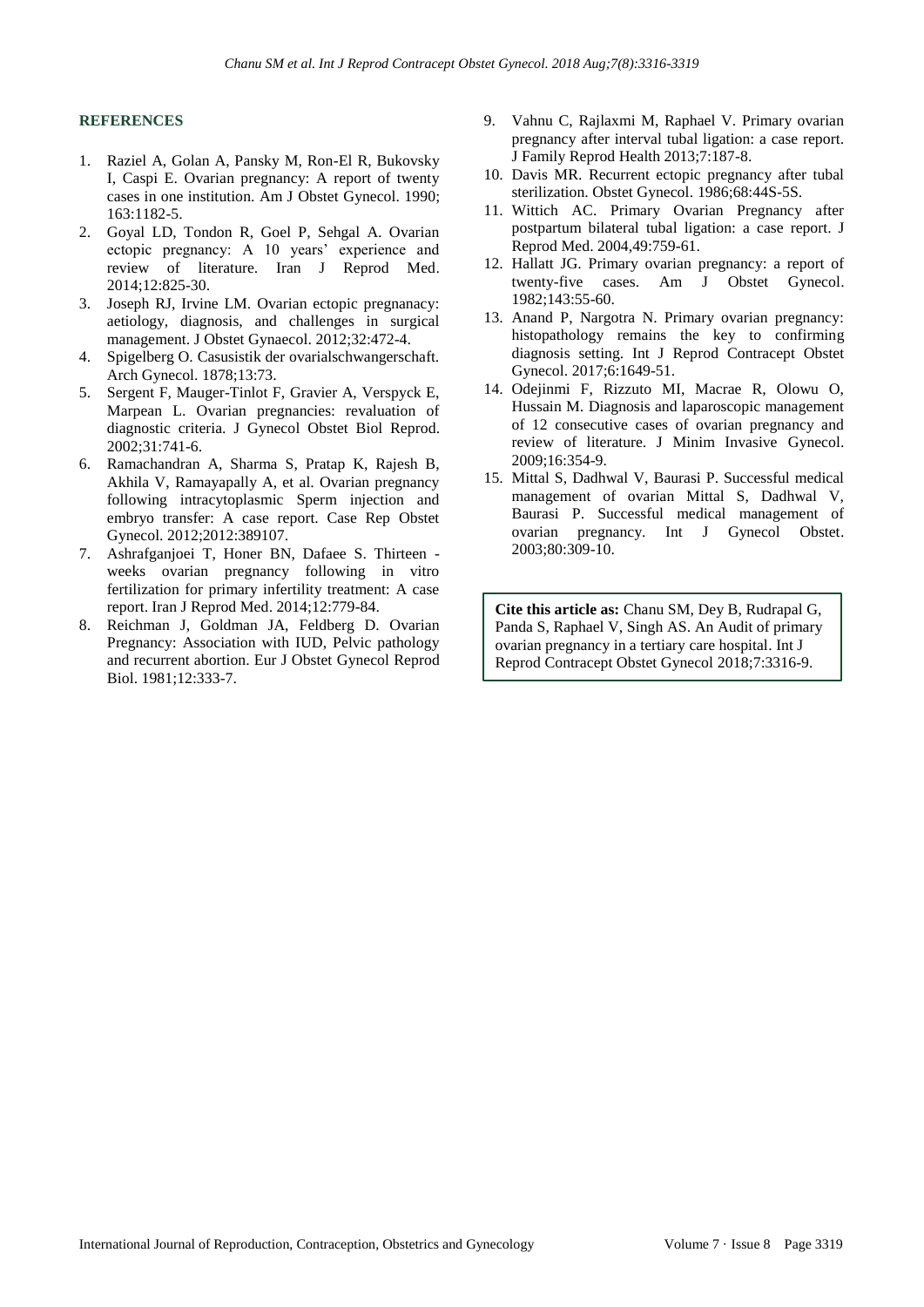## REFERENCES

1. Raziel A, Golan A, Pansky M, Ron-El R, Bukovsky I, Caspi E. Ovarian pregnancy: A report of twenty cases in one institution. Am J Obstet Gynecol. 1990; 163:1182-5.
2. Goyal LD, Tondon R, Goel P, Sehgal A. Ovarian ectopic pregnancy: A 10 years' experience and review of literature. Iran J Reprod Med. 2014;12:825-30.
3. Joseph RJ, Irvine LM. Ovarian ectopic pregnanacy: aetiology, diagnosis, and challenges in surgical management. J Obstet Gynaecol. 2012;32:472-4.
4. Spigelberg O. Casusistik der ovarialschwangerschaft. Arch Gynecol. 1878;13:73.
5. Sergent F, Mauger-Tinlot F, Gravier A, Verspyck E, Marpean L. Ovarian pregnancies: revaluation of diagnostic criteria. J Gynecol Obstet Biol Reprod. 2002;31:741-6.
6. Ramachandran A, Sharma S, Pratap K, Rajesh B, Akhila V, Ramayapally A, et al. Ovarian pregnancy following intracytoplasmic Sperm injection and embryo transfer: A case report. Case Rep Obstet Gynecol. 2012;2012:389107.
7. Ashrafganjoei T, Honer BN, Dafaee S. Thirteen - weeks ovarian pregnancy following in vitro fertilization for primary infertility treatment: A case report. Iran J Reprod Med. 2014;12:779-84.
8. Reichman J, Goldman JA, Feldberg D. Ovarian Pregnancy: Association with IUD, Pelvic pathology and recurrent abortion. Eur J Obstet Gynecol Reprod Biol. 1981;12:333-7.
9. Vahnu C, Rajlaxmi M, Raphael V. Primary ovarian pregnancy after interval tubal ligation: a case report. J Family Reprod Health 2013;7:187-8.
10. Davis MR. Recurrent ectopic pregnancy after tubal sterilization. Obstet Gynecol. 1986;68:44S-5S.
11. Wittich AC. Primary Ovarian Pregnancy after postpartum bilateral tubal ligation: a case report. J Reprod Med. 2004,49:759-61.
12. Hallatt JG. Primary ovarian pregnancy: a report of twenty-five cases. Am J Obstet Gynecol. 1982;143:55-60.
13. Anand P, Nargotra N. Primary ovarian pregnancy: histopathology remains the key to confirming diagnosis setting. Int J Reprod Contracept Obstet Gynecol. 2017;6:1649-51.
14. Odejinmi F, Rizzuto MI, Macrae R, Olowu O, Hussain M. Diagnosis and laparoscopic management of 12 consecutive cases of ovarian pregnancy and review of literature. J Minim Invasive Gynecol. 2009;16:354-9.
15. Mittal S, Dadhwal V, Baurasi P. Successful medical management of ovarian Mittal S, Dadhwal V, Baurasi P. Successful medical management of ovarian pregnancy. Int J Gynecol Obstet. 2003;80:309-10.

**Cite this article as:** Chanu SM, Dey B, Rudrapal G, Panda S, Raphael V, Singh AS. An Audit of primary ovarian pregnancy in a tertiary care hospital. Int J Reprod Contracept Obstet Gynecol 2018;7:3316-9.